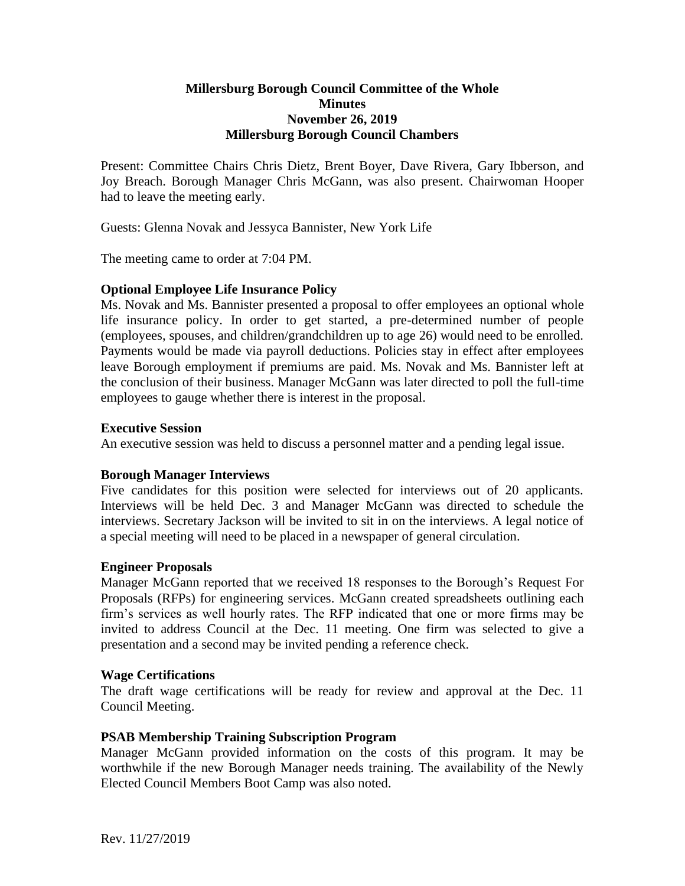# Millersburg Borough Council Committee of the Whole Minutes
## November 26, 2019
## Millersburg Borough Council Chambers

Present: Committee Chairs Chris Dietz, Brent Boyer, Dave Rivera, Gary Ibberson, and Joy Breach. Borough Manager Chris McGann, was also present. Chairwoman Hooper had to leave the meeting early.

Guests: Glenna Novak and Jessyca Bannister, New York Life

The meeting came to order at 7:04 PM.

**Optional Employee Life Insurance Policy**

Ms. Novak and Ms. Bannister presented a proposal to offer employees an optional whole life insurance policy. In order to get started, a pre-determined number of people (employees, spouses, and children/grandchildren up to age 26) would need to be enrolled. Payments would be made via payroll deductions. Policies stay in effect after employees leave Borough employment if premiums are paid. Ms. Novak and Ms. Bannister left at the conclusion of their business. Manager McGann was later directed to poll the full-time employees to gauge whether there is interest in the proposal.

**Executive Session**

An executive session was held to discuss a personnel matter and a pending legal issue.

**Borough Manager Interviews**

Five candidates for this position were selected for interviews out of 20 applicants. Interviews will be held Dec. 3 and Manager McGann was directed to schedule the interviews. Secretary Jackson will be invited to sit in on the interviews. A legal notice of a special meeting will need to be placed in a newspaper of general circulation.

**Engineer Proposals**

Manager McGann reported that we received 18 responses to the Borough's Request For Proposals (RFPs) for engineering services. McGann created spreadsheets outlining each firm's services as well hourly rates. The RFP indicated that one or more firms may be invited to address Council at the Dec. 11 meeting. One firm was selected to give a presentation and a second may be invited pending a reference check.

**Wage Certifications**

The draft wage certifications will be ready for review and approval at the Dec. 11 Council Meeting.

**PSAB Membership Training Subscription Program**

Manager McGann provided information on the costs of this program. It may be worthwhile if the new Borough Manager needs training. The availability of the Newly Elected Council Members Boot Camp was also noted.

Rev. 11/27/2019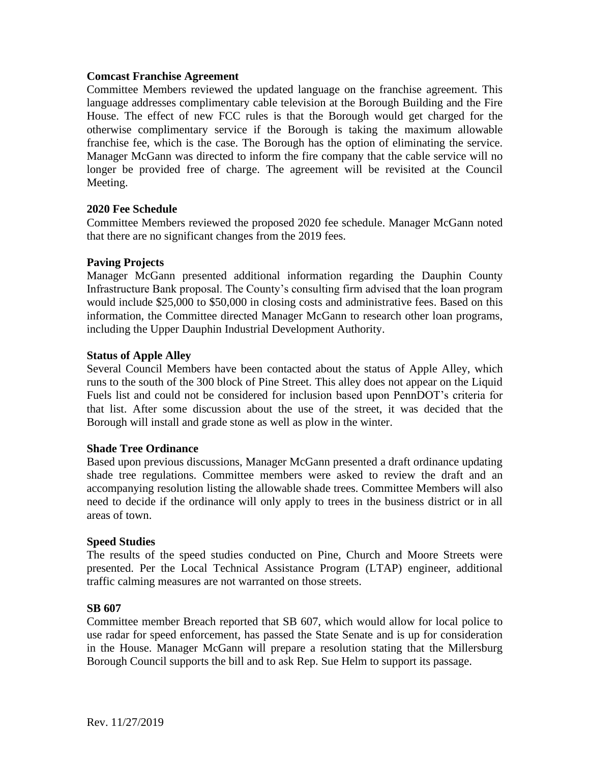**Comcast Franchise Agreement**

Committee Members reviewed the updated language on the franchise agreement. This language addresses complimentary cable television at the Borough Building and the Fire House. The effect of new FCC rules is that the Borough would get charged for the otherwise complimentary service if the Borough is taking the maximum allowable franchise fee, which is the case. The Borough has the option of eliminating the service. Manager McGann was directed to inform the fire company that the cable service will no longer be provided free of charge. The agreement will be revisited at the Council Meeting.

**2020 Fee Schedule**

Committee Members reviewed the proposed 2020 fee schedule. Manager McGann noted that there are no significant changes from the 2019 fees.

**Paving Projects**

Manager McGann presented additional information regarding the Dauphin County Infrastructure Bank proposal. The County's consulting firm advised that the loan program would include $25,000 to $50,000 in closing costs and administrative fees. Based on this information, the Committee directed Manager McGann to research other loan programs, including the Upper Dauphin Industrial Development Authority.

**Status of Apple Alley**

Several Council Members have been contacted about the status of Apple Alley, which runs to the south of the 300 block of Pine Street. This alley does not appear on the Liquid Fuels list and could not be considered for inclusion based upon PennDOT's criteria for that list. After some discussion about the use of the street, it was decided that the Borough will install and grade stone as well as plow in the winter.

**Shade Tree Ordinance**

Based upon previous discussions, Manager McGann presented a draft ordinance updating shade tree regulations. Committee members were asked to review the draft and an accompanying resolution listing the allowable shade trees. Committee Members will also need to decide if the ordinance will only apply to trees in the business district or in all areas of town.

**Speed Studies**

The results of the speed studies conducted on Pine, Church and Moore Streets were presented. Per the Local Technical Assistance Program (LTAP) engineer, additional traffic calming measures are not warranted on those streets.

**SB 607**

Committee member Breach reported that SB 607, which would allow for local police to use radar for speed enforcement, has passed the State Senate and is up for consideration in the House. Manager McGann will prepare a resolution stating that the Millersburg Borough Council supports the bill and to ask Rep. Sue Helm to support its passage.

Rev. 11/27/2019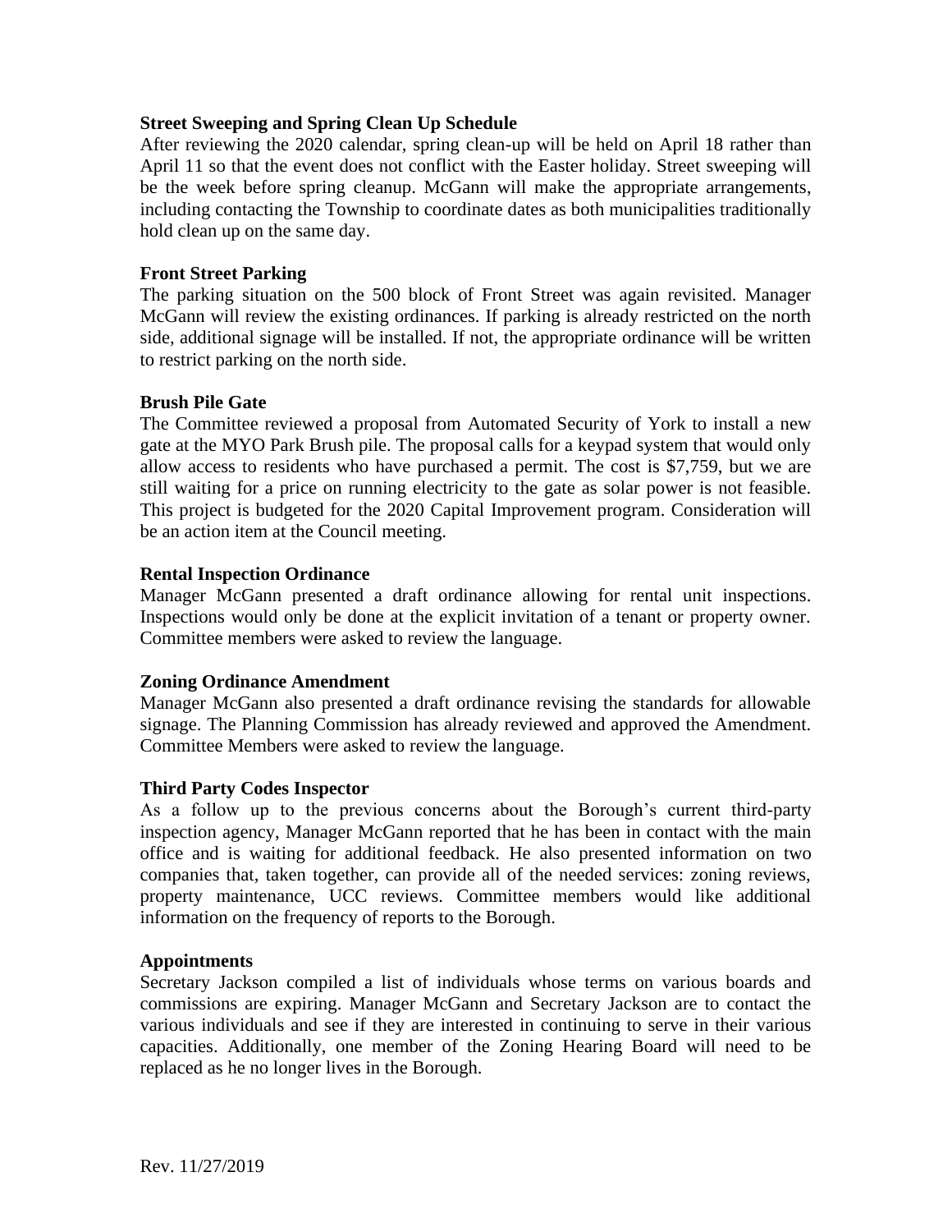**Street Sweeping and Spring Clean Up Schedule**

After reviewing the 2020 calendar, spring clean-up will be held on April 18 rather than April 11 so that the event does not conflict with the Easter holiday. Street sweeping will be the week before spring cleanup. McGann will make the appropriate arrangements, including contacting the Township to coordinate dates as both municipalities traditionally hold clean up on the same day.

**Front Street Parking**

The parking situation on the 500 block of Front Street was again revisited. Manager McGann will review the existing ordinances. If parking is already restricted on the north side, additional signage will be installed. If not, the appropriate ordinance will be written to restrict parking on the north side.

**Brush Pile Gate**

The Committee reviewed a proposal from Automated Security of York to install a new gate at the MYO Park Brush pile. The proposal calls for a keypad system that would only allow access to residents who have purchased a permit. The cost is $7,759, but we are still waiting for a price on running electricity to the gate as solar power is not feasible. This project is budgeted for the 2020 Capital Improvement program. Consideration will be an action item at the Council meeting.

**Rental Inspection Ordinance**

Manager McGann presented a draft ordinance allowing for rental unit inspections. Inspections would only be done at the explicit invitation of a tenant or property owner. Committee members were asked to review the language.

**Zoning Ordinance Amendment**

Manager McGann also presented a draft ordinance revising the standards for allowable signage. The Planning Commission has already reviewed and approved the Amendment. Committee Members were asked to review the language.

**Third Party Codes Inspector**

As a follow up to the previous concerns about the Borough's current third-party inspection agency, Manager McGann reported that he has been in contact with the main office and is waiting for additional feedback. He also presented information on two companies that, taken together, can provide all of the needed services: zoning reviews, property maintenance, UCC reviews. Committee members would like additional information on the frequency of reports to the Borough.

**Appointments**

Secretary Jackson compiled a list of individuals whose terms on various boards and commissions are expiring. Manager McGann and Secretary Jackson are to contact the various individuals and see if they are interested in continuing to serve in their various capacities. Additionally, one member of the Zoning Hearing Board will need to be replaced as he no longer lives in the Borough.

Rev. 11/27/2019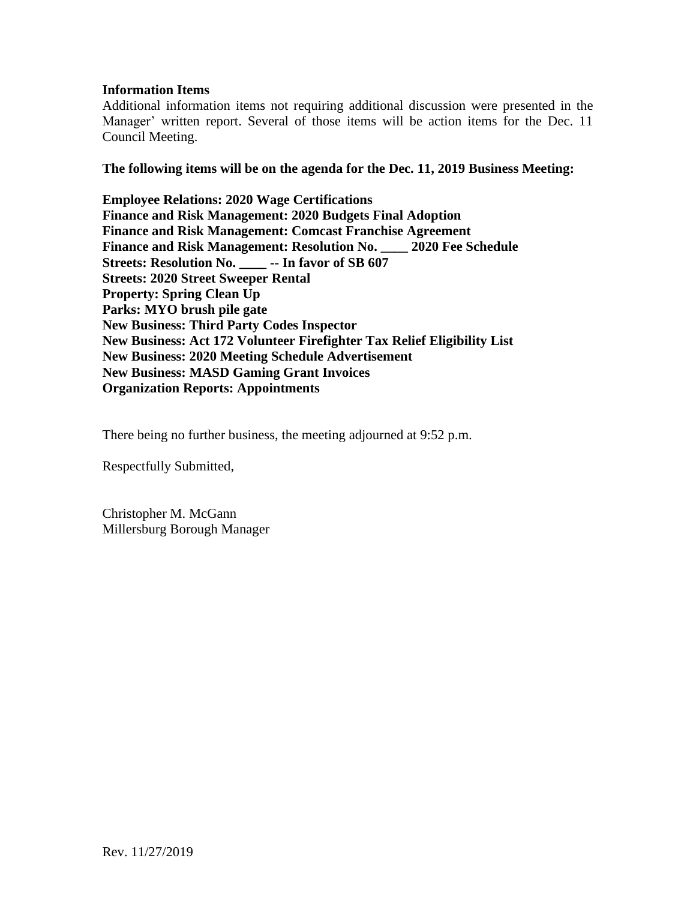**Information Items**

Additional information items not requiring additional discussion were presented in the Manager' written report. Several of those items will be action items for the Dec. 11 Council Meeting.

**The following items will be on the agenda for the Dec. 11, 2019 Business Meeting:**

**Employee Relations: 2020 Wage Certifications**
**Finance and Risk Management: 2020 Budgets Final Adoption**
**Finance and Risk Management: Comcast Franchise Agreement**
**Finance and Risk Management: Resolution No. ____ 2020 Fee Schedule**
**Streets: Resolution No. ____ -- In favor of SB 607**
**Streets: 2020 Street Sweeper Rental**
**Property: Spring Clean Up**
**Parks: MYO brush pile gate**
**New Business: Third Party Codes Inspector**
**New Business: Act 172 Volunteer Firefighter Tax Relief Eligibility List**
**New Business: 2020 Meeting Schedule Advertisement**
**New Business: MASD Gaming Grant Invoices**
**Organization Reports: Appointments**

There being no further business, the meeting adjourned at 9:52 p.m.

Respectfully Submitted,

Christopher M. McGann
Millersburg Borough Manager

Rev. 11/27/2019